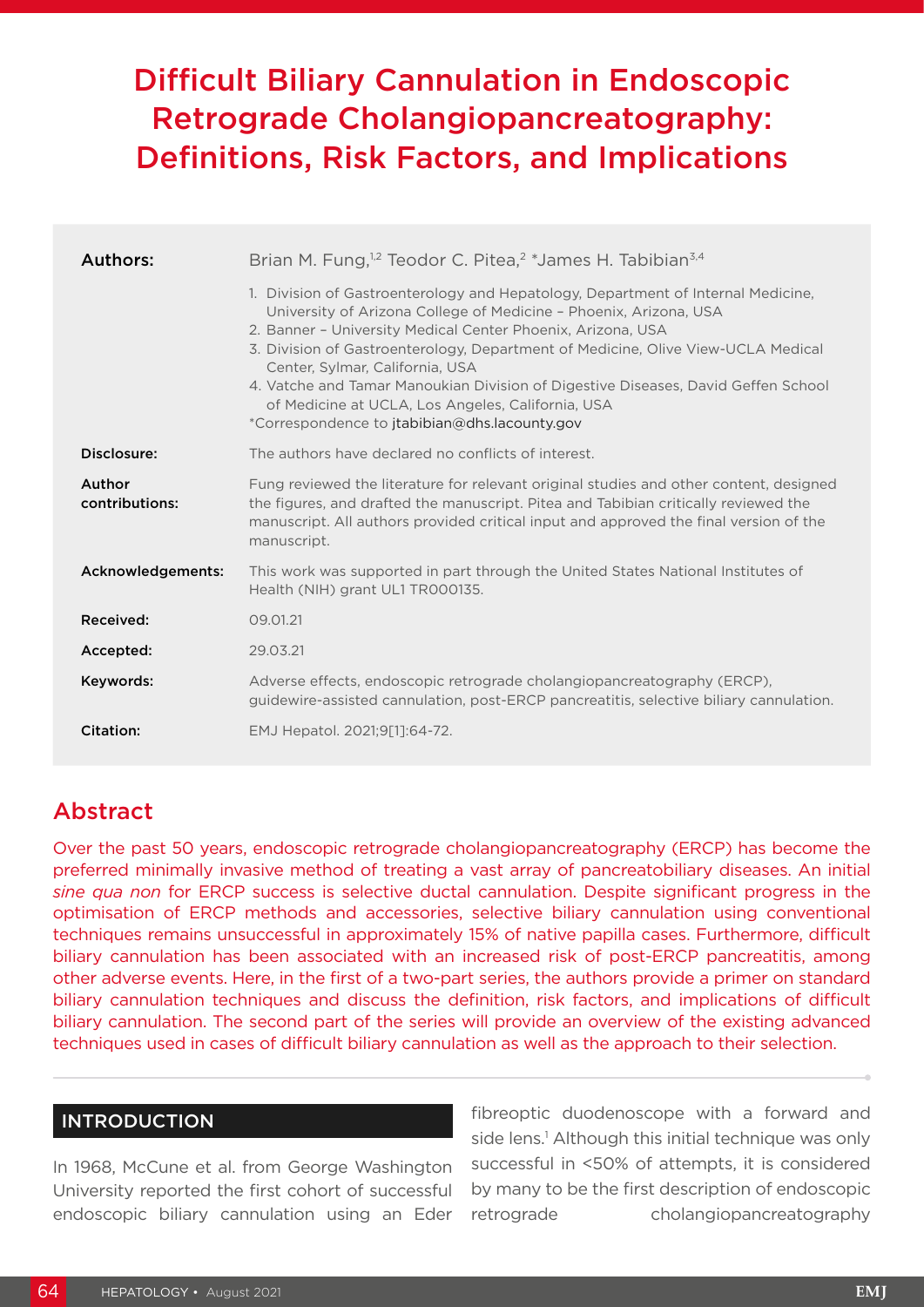# Difficult Biliary Cannulation in Endoscopic Retrograde Cholangiopancreatography: Definitions, Risk Factors, and Implications

**Authors:** Brian M. Fung,[1,2] Teodor C. Pitea,[2] *James H. Tabibian[3,4]

1. Division of Gastroenterology and Hepatology, Department of Internal Medicine, University of Arizona College of Medicine – Phoenix, Arizona, USA
2. Banner – University Medical Center Phoenix, Arizona, USA
3. Division of Gastroenterology, Department of Medicine, Olive View-UCLA Medical Center, Sylmar, California, USA
4. Vatche and Tamar Manoukian Division of Digestive Diseases, David Geffen School of Medicine at UCLA, Los Angeles, California, USA

*Correspondence to jtabibian@dhs.lacounty.gov

**Disclosure:** The authors have declared no conflicts of interest.

**Author contributions:** Fung reviewed the literature for relevant original studies and other content, designed the figures, and drafted the manuscript. Pitea and Tabibian critically reviewed the manuscript. All authors provided critical input and approved the final version of the manuscript.

**Acknowledgements:** This work was supported in part through the United States National Institutes of Health (NIH) grant UL1 TR000135.

**Received:** 09.01.21

**Accepted:** 29.03.21

**Keywords:** Adverse effects, endoscopic retrograde cholangiopancreatography (ERCP), guidewire-assisted cannulation, post-ERCP pancreatitis, selective biliary cannulation.

**Citation:** EMJ Hepatol. 2021;9[1]:64-72.

## Abstract

Over the past 50 years, endoscopic retrograde cholangiopancreatography (ERCP) has become the preferred minimally invasive method of treating a vast array of pancreatobiliary diseases. An initial *sine qua non* for ERCP success is selective ductal cannulation. Despite significant progress in the optimisation of ERCP methods and accessories, selective biliary cannulation using conventional techniques remains unsuccessful in approximately 15% of native papilla cases. Furthermore, difficult biliary cannulation has been associated with an increased risk of post-ERCP pancreatitis, among other adverse events. Here, in the first of a two-part series, the authors provide a primer on standard biliary cannulation techniques and discuss the definition, risk factors, and implications of difficult biliary cannulation. The second part of the series will provide an overview of the existing advanced techniques used in cases of difficult biliary cannulation as well as the approach to their selection.

## INTRODUCTION

In 1968, McCune et al. from George Washington University reported the first cohort of successful endoscopic biliary cannulation using an Eder fibreoptic duodenoscope with a forward and side lens.[1] Although this initial technique was only successful in <50% of attempts, it is considered by many to be the first description of endoscopic retrograde cholangiopancreatography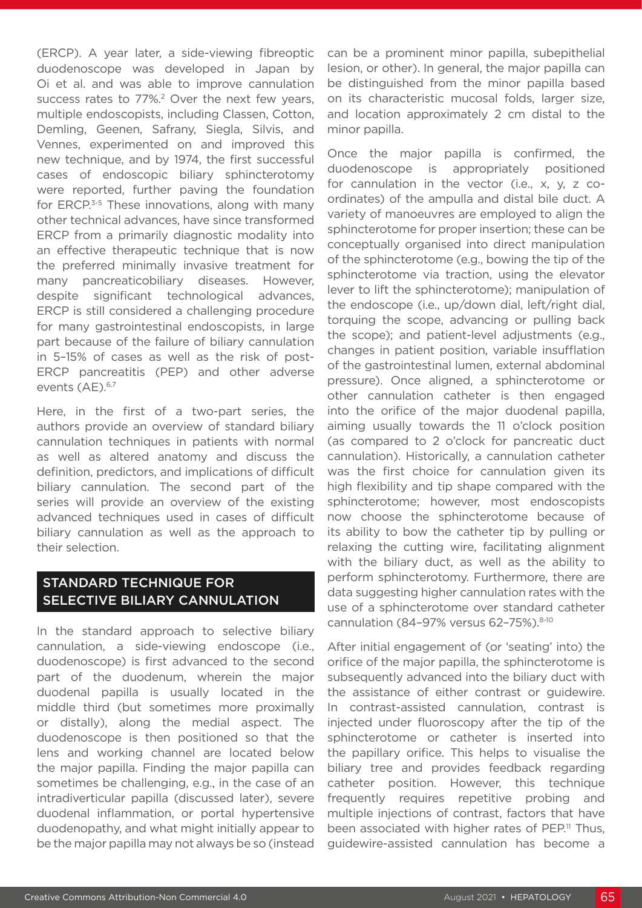(ERCP). A year later, a side-viewing fibreoptic duodenoscope was developed in Japan by Oi et al. and was able to improve cannulation success rates to 77%.[2] Over the next few years, multiple endoscopists, including Classen, Cotton, Demling, Geenen, Safrany, Siegla, Silvis, and Vennes, experimented on and improved this new technique, and by 1974, the first successful cases of endoscopic biliary sphincterotomy were reported, further paving the foundation for ERCP.[3-5] These innovations, along with many other technical advances, have since transformed ERCP from a primarily diagnostic modality into an effective therapeutic technique that is now the preferred minimally invasive treatment for many pancreaticobiliary diseases. However, despite significant technological advances, ERCP is still considered a challenging procedure for many gastrointestinal endoscopists, in large part because of the failure of biliary cannulation in 5–15% of cases as well as the risk of post-ERCP pancreatitis (PEP) and other adverse events (AE).[6,7]

Here, in the first of a two-part series, the authors provide an overview of standard biliary cannulation techniques in patients with normal as well as altered anatomy and discuss the definition, predictors, and implications of difficult biliary cannulation. The second part of the series will provide an overview of the existing advanced techniques used in cases of difficult biliary cannulation as well as the approach to their selection.

## STANDARD TECHNIQUE FOR SELECTIVE BILIARY CANNULATION

In the standard approach to selective biliary cannulation, a side-viewing endoscope (i.e., duodenoscope) is first advanced to the second part of the duodenum, wherein the major duodenal papilla is usually located in the middle third (but sometimes more proximally or distally), along the medial aspect. The duodenoscope is then positioned so that the lens and working channel are located below the major papilla. Finding the major papilla can sometimes be challenging, e.g., in the case of an intradiverticular papilla (discussed later), severe duodenal inflammation, or portal hypertensive duodenopathy, and what might initially appear to be the major papilla may not always be so (instead can be a prominent minor papilla, subepithelial lesion, or other). In general, the major papilla can be distinguished from the minor papilla based on its characteristic mucosal folds, larger size, and location approximately 2 cm distal to the minor papilla.

Once the major papilla is confirmed, the duodenoscope is appropriately positioned for cannulation in the vector (i.e., x, y, z co-ordinates) of the ampulla and distal bile duct. A variety of manoeuvres are employed to align the sphincterotome for proper insertion; these can be conceptually organised into direct manipulation of the sphincterotome (e.g., bowing the tip of the sphincterotome via traction, using the elevator lever to lift the sphincterotome); manipulation of the endoscope (i.e., up/down dial, left/right dial, torquing the scope, advancing or pulling back the scope); and patient-level adjustments (e.g., changes in patient position, variable insufflation of the gastrointestinal lumen, external abdominal pressure). Once aligned, a sphincterotome or other cannulation catheter is then engaged into the orifice of the major duodenal papilla, aiming usually towards the 11 o'clock position (as compared to 2 o'clock for pancreatic duct cannulation). Historically, a cannulation catheter was the first choice for cannulation given its high flexibility and tip shape compared with the sphincterotome; however, most endoscopists now choose the sphincterotome because of its ability to bow the catheter tip by pulling or relaxing the cutting wire, facilitating alignment with the biliary duct, as well as the ability to perform sphincterotomy. Furthermore, there are data suggesting higher cannulation rates with the use of a sphincterotome over standard catheter cannulation (84–97% versus 62–75%).[8-10]

After initial engagement of (or 'seating' into) the orifice of the major papilla, the sphincterotome is subsequently advanced into the biliary duct with the assistance of either contrast or guidewire. In contrast-assisted cannulation, contrast is injected under fluoroscopy after the tip of the sphincterotome or catheter is inserted into the papillary orifice. This helps to visualise the biliary tree and provides feedback regarding catheter position. However, this technique frequently requires repetitive probing and multiple injections of contrast, factors that have been associated with higher rates of PEP.[11] Thus, guidewire-assisted cannulation has become a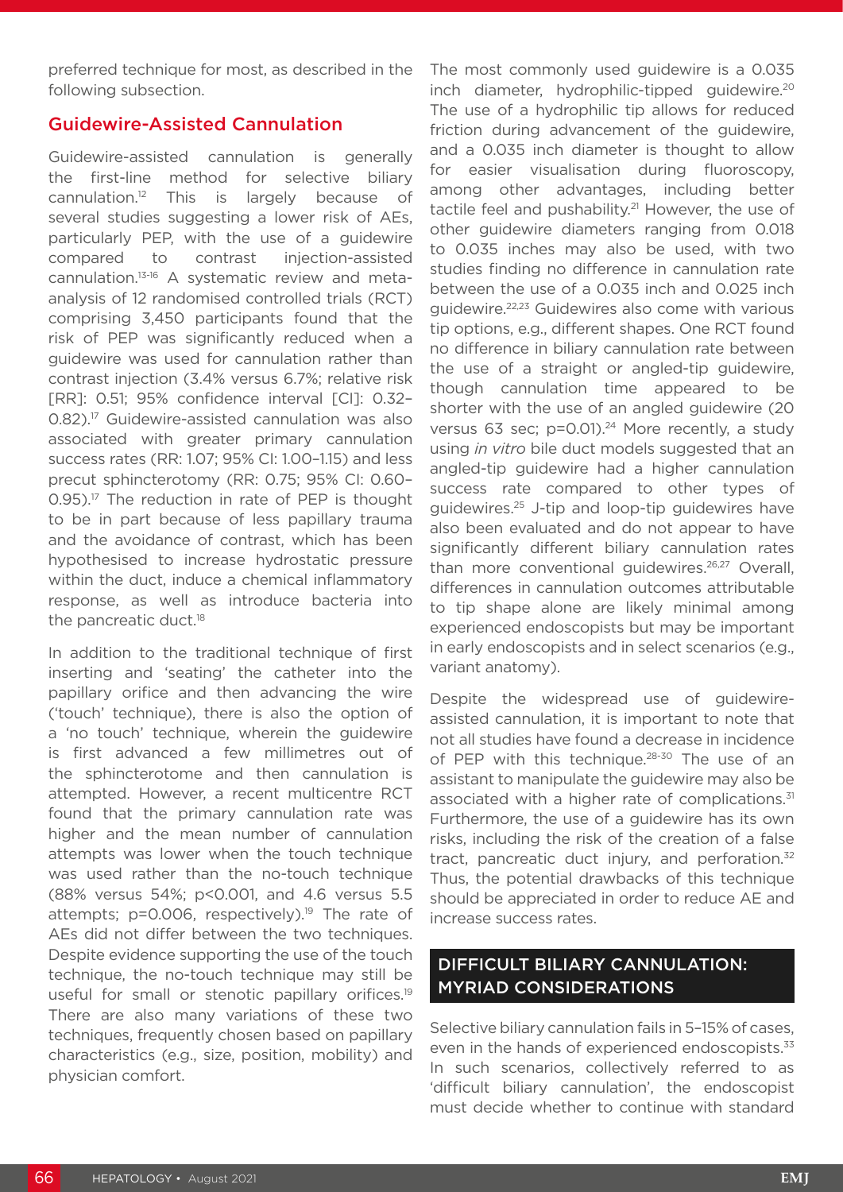preferred technique for most, as described in the following subsection.

## Guidewire-Assisted Cannulation

Guidewire-assisted cannulation is generally the first-line method for selective biliary cannulation.[12] This is largely because of several studies suggesting a lower risk of AEs, particularly PEP, with the use of a guidewire compared to contrast injection-assisted cannulation.[13-16] A systematic review and meta-analysis of 12 randomised controlled trials (RCT) comprising 3,450 participants found that the risk of PEP was significantly reduced when a guidewire was used for cannulation rather than contrast injection (3.4% versus 6.7%; relative risk [RR]: 0.51; 95% confidence interval [CI]: 0.32–0.82).[17] Guidewire-assisted cannulation was also associated with greater primary cannulation success rates (RR: 1.07; 95% CI: 1.00–1.15) and less precut sphincterotomy (RR: 0.75; 95% CI: 0.60–0.95).[17] The reduction in rate of PEP is thought to be in part because of less papillary trauma and the avoidance of contrast, which has been hypothesised to increase hydrostatic pressure within the duct, induce a chemical inflammatory response, as well as introduce bacteria into the pancreatic duct.[18]

In addition to the traditional technique of first inserting and 'seating' the catheter into the papillary orifice and then advancing the wire ('touch' technique), there is also the option of a 'no touch' technique, wherein the guidewire is first advanced a few millimetres out of the sphincterotome and then cannulation is attempted. However, a recent multicentre RCT found that the primary cannulation rate was higher and the mean number of cannulation attempts was lower when the touch technique was used rather than the no-touch technique (88% versus 54%; p<0.001, and 4.6 versus 5.5 attempts; p=0.006, respectively).[19] The rate of AEs did not differ between the two techniques. Despite evidence supporting the use of the touch technique, the no-touch technique may still be useful for small or stenotic papillary orifices.[19] There are also many variations of these two techniques, frequently chosen based on papillary characteristics (e.g., size, position, mobility) and physician comfort.

The most commonly used guidewire is a 0.035 inch diameter, hydrophilic-tipped guidewire.[20] The use of a hydrophilic tip allows for reduced friction during advancement of the guidewire, and a 0.035 inch diameter is thought to allow for easier visualisation during fluoroscopy, among other advantages, including better tactile feel and pushability.[21] However, the use of other guidewire diameters ranging from 0.018 to 0.035 inches may also be used, with two studies finding no difference in cannulation rate between the use of a 0.035 inch and 0.025 inch guidewire.[22,23] Guidewires also come with various tip options, e.g., different shapes. One RCT found no difference in biliary cannulation rate between the use of a straight or angled-tip guidewire, though cannulation time appeared to be shorter with the use of an angled guidewire (20 versus 63 sec; p=0.01).[24] More recently, a study using *in vitro* bile duct models suggested that an angled-tip guidewire had a higher cannulation success rate compared to other types of guidewires.[25] J-tip and loop-tip guidewires have also been evaluated and do not appear to have significantly different biliary cannulation rates than more conventional guidewires.[26,27] Overall, differences in cannulation outcomes attributable to tip shape alone are likely minimal among experienced endoscopists but may be important in early endoscopists and in select scenarios (e.g., variant anatomy).

Despite the widespread use of guidewire-assisted cannulation, it is important to note that not all studies have found a decrease in incidence of PEP with this technique.[28-30] The use of an assistant to manipulate the guidewire may also be associated with a higher rate of complications.[31] Furthermore, the use of a guidewire has its own risks, including the risk of the creation of a false tract, pancreatic duct injury, and perforation.[32] Thus, the potential drawbacks of this technique should be appreciated in order to reduce AE and increase success rates.

## DIFFICULT BILIARY CANNULATION: MYRIAD CONSIDERATIONS

Selective biliary cannulation fails in 5–15% of cases, even in the hands of experienced endoscopists.[33] In such scenarios, collectively referred to as 'difficult biliary cannulation', the endoscopist must decide whether to continue with standard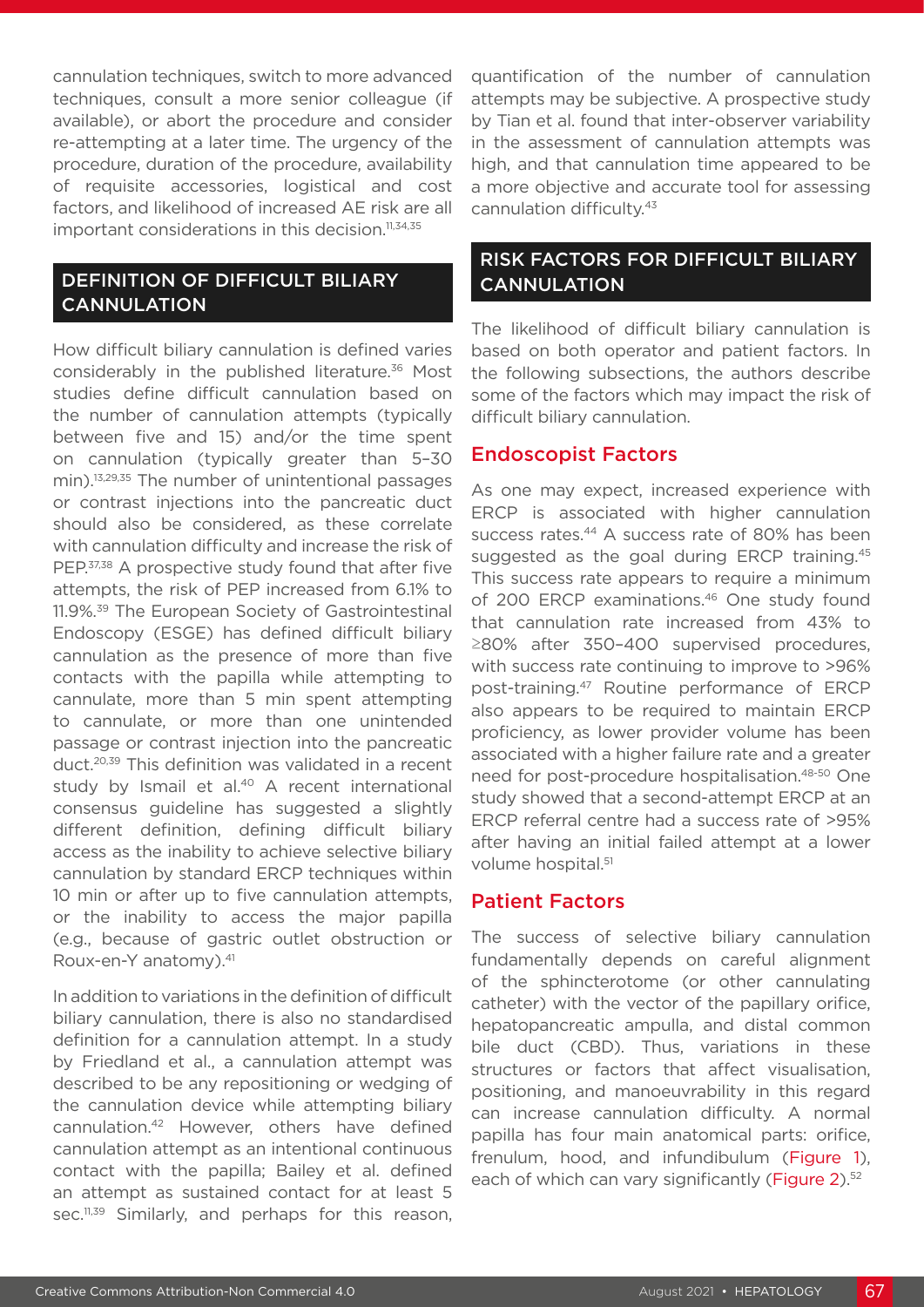cannulation techniques, switch to more advanced techniques, consult a more senior colleague (if available), or abort the procedure and consider re-attempting at a later time. The urgency of the procedure, duration of the procedure, availability of requisite accessories, logistical and cost factors, and likelihood of increased AE risk are all important considerations in this decision.[11,34,35]

## DEFINITION OF DIFFICULT BILIARY CANNULATION

How difficult biliary cannulation is defined varies considerably in the published literature.[36] Most studies define difficult cannulation based on the number of cannulation attempts (typically between five and 15) and/or the time spent on cannulation (typically greater than 5–30 min).[13,29,35] The number of unintentional passages or contrast injections into the pancreatic duct should also be considered, as these correlate with cannulation difficulty and increase the risk of PEP.[37,38] A prospective study found that after five attempts, the risk of PEP increased from 6.1% to 11.9%.[39] The European Society of Gastrointestinal Endoscopy (ESGE) has defined difficult biliary cannulation as the presence of more than five contacts with the papilla while attempting to cannulate, more than 5 min spent attempting to cannulate, or more than one unintended passage or contrast injection into the pancreatic duct.[20,39] This definition was validated in a recent study by Ismail et al.[40] A recent international consensus guideline has suggested a slightly different definition, defining difficult biliary access as the inability to achieve selective biliary cannulation by standard ERCP techniques within 10 min or after up to five cannulation attempts, or the inability to access the major papilla (e.g., because of gastric outlet obstruction or Roux-en-Y anatomy).[41]

In addition to variations in the definition of difficult biliary cannulation, there is also no standardised definition for a cannulation attempt. In a study by Friedland et al., a cannulation attempt was described to be any repositioning or wedging of the cannulation device while attempting biliary cannulation.[42] However, others have defined cannulation attempt as an intentional continuous contact with the papilla; Bailey et al. defined an attempt as sustained contact for at least 5 sec.[11,39] Similarly, and perhaps for this reason, quantification of the number of cannulation attempts may be subjective. A prospective study by Tian et al. found that inter-observer variability in the assessment of cannulation attempts was high, and that cannulation time appeared to be a more objective and accurate tool for assessing cannulation difficulty.[43]

## RISK FACTORS FOR DIFFICULT BILIARY CANNULATION

The likelihood of difficult biliary cannulation is based on both operator and patient factors. In the following subsections, the authors describe some of the factors which may impact the risk of difficult biliary cannulation.

### Endoscopist Factors

As one may expect, increased experience with ERCP is associated with higher cannulation success rates.[44] A success rate of 80% has been suggested as the goal during ERCP training.[45] This success rate appears to require a minimum of 200 ERCP examinations.[46] One study found that cannulation rate increased from 43% to ≥80% after 350–400 supervised procedures, with success rate continuing to improve to >96% post-training.[47] Routine performance of ERCP also appears to be required to maintain ERCP proficiency, as lower provider volume has been associated with a higher failure rate and a greater need for post-procedure hospitalisation.[48-50] One study showed that a second-attempt ERCP at an ERCP referral centre had a success rate of >95% after having an initial failed attempt at a lower volume hospital.[51]

### Patient Factors

The success of selective biliary cannulation fundamentally depends on careful alignment of the sphincterotome (or other cannulating catheter) with the vector of the papillary orifice, hepatopancreatic ampulla, and distal common bile duct (CBD). Thus, variations in these structures or factors that affect visualisation, positioning, and manoeuvrability in this regard can increase cannulation difficulty. A normal papilla has four main anatomical parts: orifice, frenulum, hood, and infundibulum (Figure 1), each of which can vary significantly (Figure 2).[52]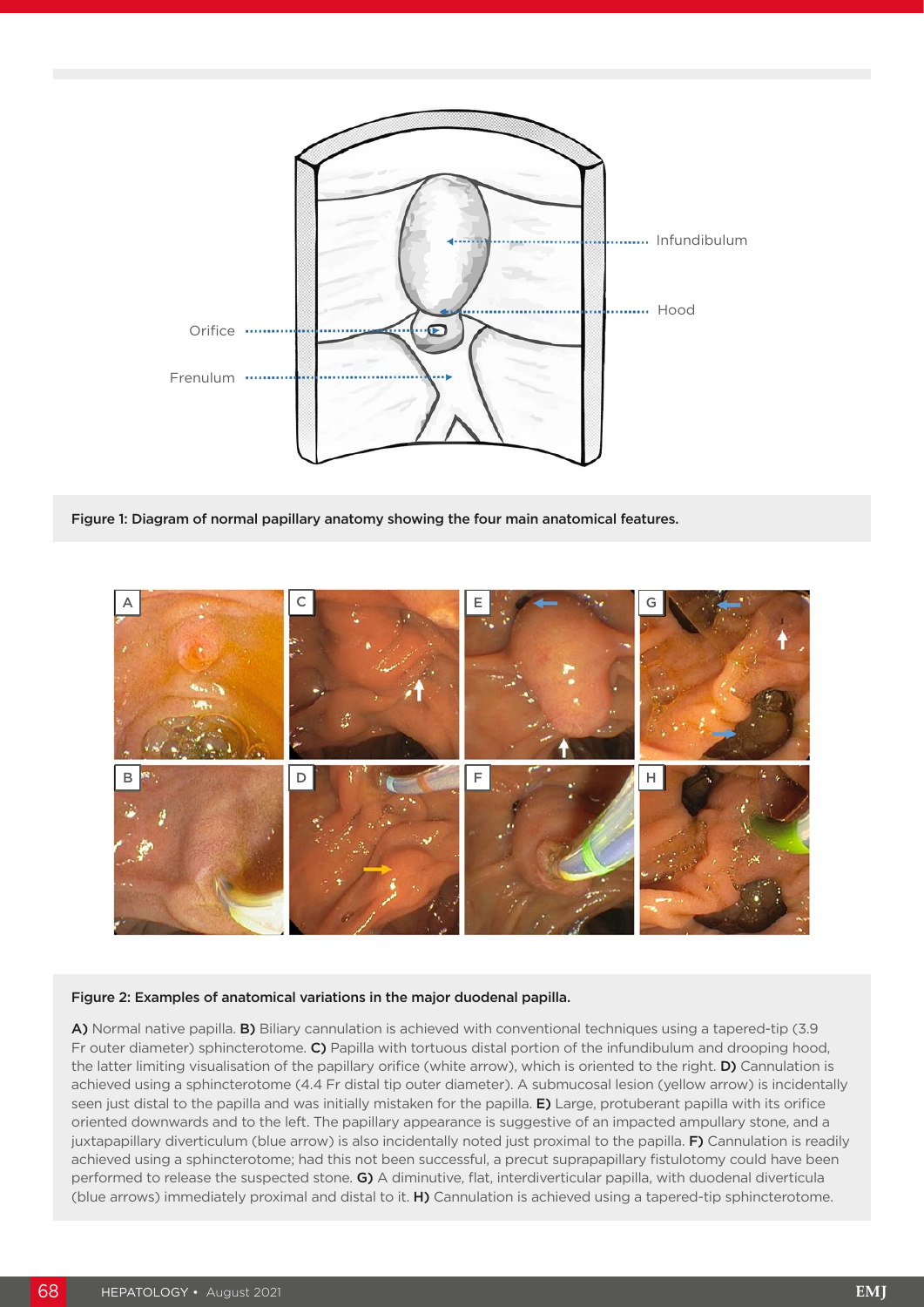Figure 1: Diagram of normal papillary anatomy showing the four main anatomical features.

Figure 2: Examples of anatomical variations in the major duodenal papilla.

**A)** Normal native papilla. **B)** Biliary cannulation is achieved with conventional techniques using a tapered-tip (3.9 Fr outer diameter) sphincterotome. **C)** Papilla with tortuous distal portion of the infundibulum and drooping hood, the latter limiting visualisation of the papillary orifice (white arrow), which is oriented to the right. **D)** Cannulation is achieved using a sphincterotome (4.4 Fr distal tip outer diameter). A submucosal lesion (yellow arrow) is incidentally seen just distal to the papilla and was initially mistaken for the papilla. **E)** Large, protuberant papilla with its orifice oriented downwards and to the left. The papillary appearance is suggestive of an impacted ampullary stone, and a juxtapapillary diverticulum (blue arrow) is also incidentally noted just proximal to the papilla. **F)** Cannulation is readily achieved using a sphincterotome; had this not been successful, a precut suprapapillary fistulotomy could have been performed to release the suspected stone. **G)** A diminutive, flat, interdiverticular papilla, with duodenal diverticula (blue arrows) immediately proximal and distal to it. **H)** Cannulation is achieved using a tapered-tip sphincterotome.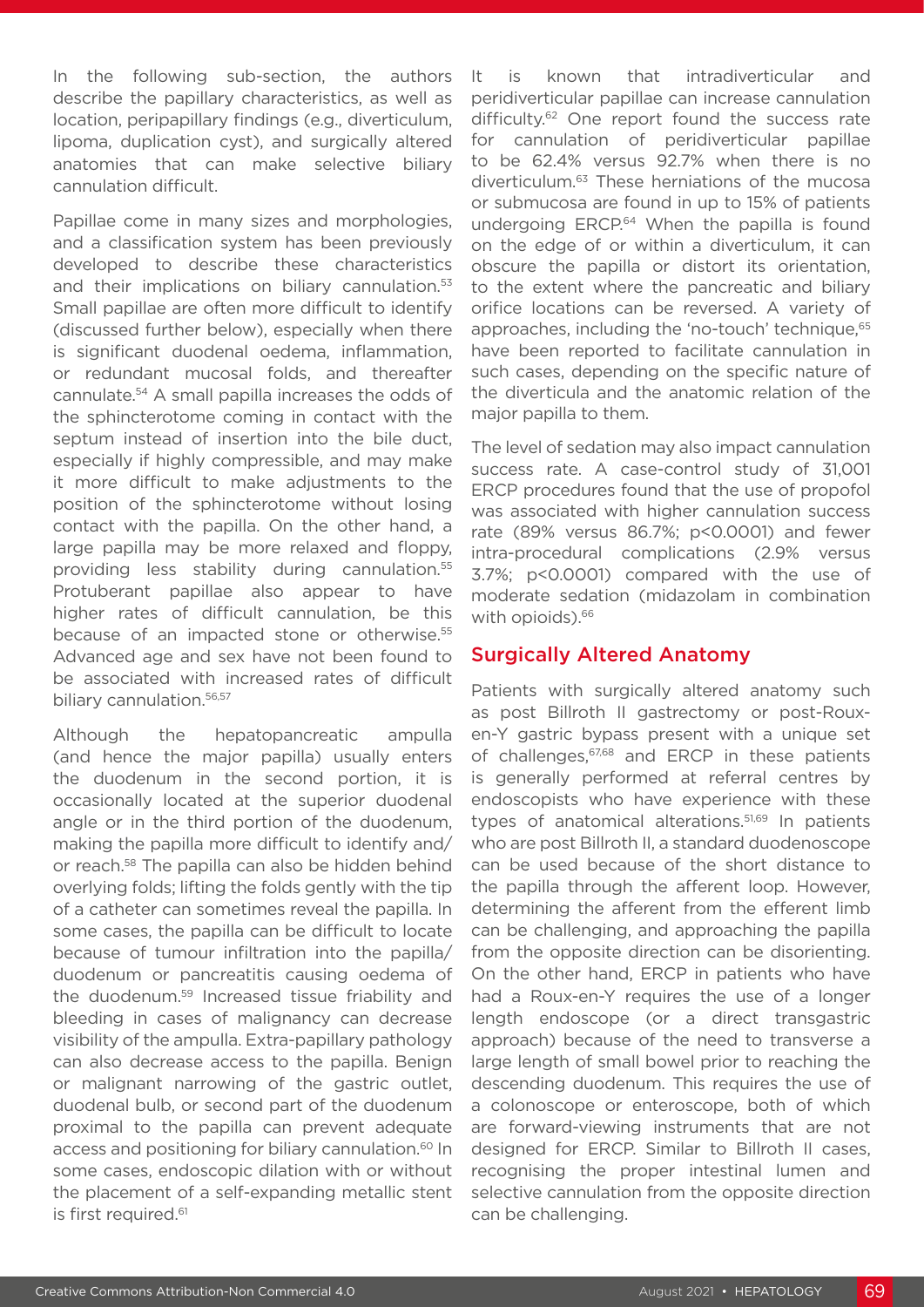In the following sub-section, the authors describe the papillary characteristics, as well as location, peripapillary findings (e.g., diverticulum, lipoma, duplication cyst), and surgically altered anatomies that can make selective biliary cannulation difficult.

Papillae come in many sizes and morphologies, and a classification system has been previously developed to describe these characteristics and their implications on biliary cannulation.[53] Small papillae are often more difficult to identify (discussed further below), especially when there is significant duodenal oedema, inflammation, or redundant mucosal folds, and thereafter cannulate.[54] A small papilla increases the odds of the sphincterotome coming in contact with the septum instead of insertion into the bile duct, especially if highly compressible, and may make it more difficult to make adjustments to the position of the sphincterotome without losing contact with the papilla. On the other hand, a large papilla may be more relaxed and floppy, providing less stability during cannulation.[55] Protuberant papillae also appear to have higher rates of difficult cannulation, be this because of an impacted stone or otherwise.[55] Advanced age and sex have not been found to be associated with increased rates of difficult biliary cannulation.[56,57]

Although the hepatopancreatic ampulla (and hence the major papilla) usually enters the duodenum in the second portion, it is occasionally located at the superior duodenal angle or in the third portion of the duodenum, making the papilla more difficult to identify and/or reach.[58] The papilla can also be hidden behind overlying folds; lifting the folds gently with the tip of a catheter can sometimes reveal the papilla. In some cases, the papilla can be difficult to locate because of tumour infiltration into the papilla/duodenum or pancreatitis causing oedema of the duodenum.[59] Increased tissue friability and bleeding in cases of malignancy can decrease visibility of the ampulla. Extra-papillary pathology can also decrease access to the papilla. Benign or malignant narrowing of the gastric outlet, duodenal bulb, or second part of the duodenum proximal to the papilla can prevent adequate access and positioning for biliary cannulation.[60] In some cases, endoscopic dilation with or without the placement of a self-expanding metallic stent is first required.[61]

It is known that intradiverticular and peridiverticular papillae can increase cannulation difficulty.[62] One report found the success rate for cannulation of peridiverticular papillae to be 62.4% versus 92.7% when there is no diverticulum.[63] These herniations of the mucosa or submucosa are found in up to 15% of patients undergoing ERCP.[64] When the papilla is found on the edge of or within a diverticulum, it can obscure the papilla or distort its orientation, to the extent where the pancreatic and biliary orifice locations can be reversed. A variety of approaches, including the 'no-touch' technique,[65] have been reported to facilitate cannulation in such cases, depending on the specific nature of the diverticula and the anatomic relation of the major papilla to them.

The level of sedation may also impact cannulation success rate. A case-control study of 31,001 ERCP procedures found that the use of propofol was associated with higher cannulation success rate (89% versus 86.7%; $p<0.0001$) and fewer intra-procedural complications (2.9% versus 3.7%; $p<0.0001$) compared with the use of moderate sedation (midazolam in combination with opioids).[66]

## Surgically Altered Anatomy

Patients with surgically altered anatomy such as post Billroth II gastrectomy or post-Roux-en-Y gastric bypass present with a unique set of challenges,[67,68] and ERCP in these patients is generally performed at referral centres by endoscopists who have experience with these types of anatomical alterations.[51,69] In patients who are post Billroth II, a standard duodenoscope can be used because of the short distance to the papilla through the afferent loop. However, determining the afferent from the efferent limb can be challenging, and approaching the papilla from the opposite direction can be disorienting. On the other hand, ERCP in patients who have had a Roux-en-Y requires the use of a longer length endoscope (or a direct transgastric approach) because of the need to transverse a large length of small bowel prior to reaching the descending duodenum. This requires the use of a colonoscope or enteroscope, both of which are forward-viewing instruments that are not designed for ERCP. Similar to Billroth II cases, recognising the proper intestinal lumen and selective cannulation from the opposite direction can be challenging.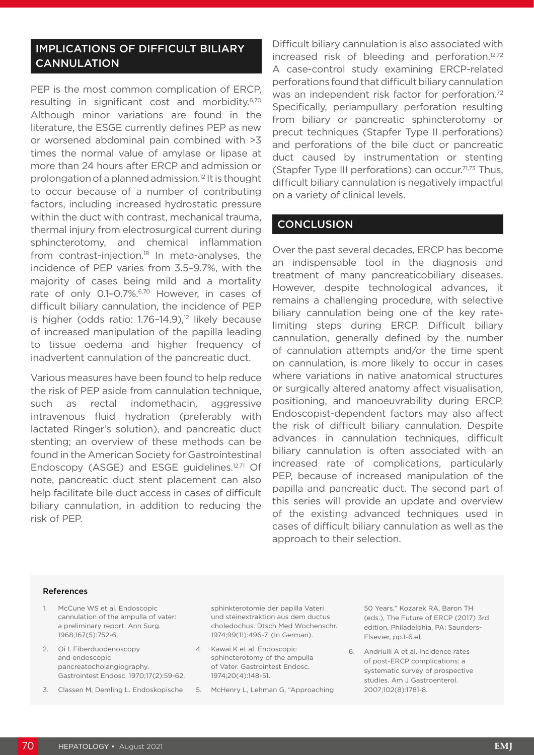## IMPLICATIONS OF DIFFICULT BILIARY CANNULATION

PEP is the most common complication of ERCP, resulting in significant cost and morbidity.[6,70] Although minor variations are found in the literature, the ESGE currently defines PEP as new or worsened abdominal pain combined with >3 times the normal value of amylase or lipase at more than 24 hours after ERCP and admission or prolongation of a planned admission.[12] It is thought to occur because of a number of contributing factors, including increased hydrostatic pressure within the duct with contrast, mechanical trauma, thermal injury from electrosurgical current during sphincterotomy, and chemical inflammation from contrast-injection.[18] In meta-analyses, the incidence of PEP varies from 3.5–9.7%, with the majority of cases being mild and a mortality rate of only 0.1–0.7%.[6,70] However, in cases of difficult biliary cannulation, the incidence of PEP is higher (odds ratio: 1.76–14.9),[12] likely because of increased manipulation of the papilla leading to tissue oedema and higher frequency of inadvertent cannulation of the pancreatic duct.

Various measures have been found to help reduce the risk of PEP aside from cannulation technique, such as rectal indomethacin, aggressive intravenous fluid hydration (preferably with lactated Ringer's solution), and pancreatic duct stenting; an overview of these methods can be found in the American Society for Gastrointestinal Endoscopy (ASGE) and ESGE guidelines.[12,71] Of note, pancreatic duct stent placement can also help facilitate bile duct access in cases of difficult biliary cannulation, in addition to reducing the risk of PEP.

Difficult biliary cannulation is also associated with increased risk of bleeding and perforation.[12,72] A case-control study examining ERCP-related perforations found that difficult biliary cannulation was an independent risk factor for perforation.[72] Specifically, periampullary perforation resulting from biliary or pancreatic sphincterotomy or precut techniques (Stapfer Type II perforations) and perforations of the bile duct or pancreatic duct caused by instrumentation or stenting (Stapfer Type III perforations) can occur.[71,73] Thus, difficult biliary cannulation is negatively impactful on a variety of clinical levels.

## CONCLUSION

Over the past several decades, ERCP has become an indispensable tool in the diagnosis and treatment of many pancreaticobiliary diseases. However, despite technological advances, it remains a challenging procedure, with selective biliary cannulation being one of the key rate-limiting steps during ERCP. Difficult biliary cannulation, generally defined by the number of cannulation attempts and/or the time spent on cannulation, is more likely to occur in cases where variations in native anatomical structures or surgically altered anatomy affect visualisation, positioning, and manoeuvrability during ERCP. Endoscopist-dependent factors may also affect the risk of difficult biliary cannulation. Despite advances in cannulation techniques, difficult biliary cannulation is often associated with an increased rate of complications, particularly PEP, because of increased manipulation of the papilla and pancreatic duct. The second part of this series will provide an update and overview of the existing advanced techniques used in cases of difficult biliary cannulation as well as the approach to their selection.

#### References

1. McCune WS et al. Endoscopic cannulation of the ampulla of vater: a preliminary report. Ann Surg. 1968;167(5):752-6.
2. Oi I. Fiberduodenoscopy and endoscopic pancreatocholangiography. Gastrointest Endosc. 1970;17(2):59-62.
3. Classen M, Demling L. Endoskopische sphinkterotomie der papilla Vateri und steinextraktion aus dem ductus choledochus. Dtsch Med Wochenschr. 1974;99(11):496-7. (In German).
4. Kawai K et al. Endoscopic sphincterotomy of the ampulla of Vater. Gastrointest Endosc. 1974;20(4):148-51.
5. McHenry L, Lehman G, "Approaching 50 Years," Kozarek RA, Baron TH (eds.), The Future of ERCP (2017) 3rd edition, Philadelphia, PA: Saunders-Elsevier, pp.1-6.e1.
6. Andriulli A et al. Incidence rates of post-ERCP complications: a systematic survey of prospective studies. Am J Gastroenterol. 2007;102(8):1781-8.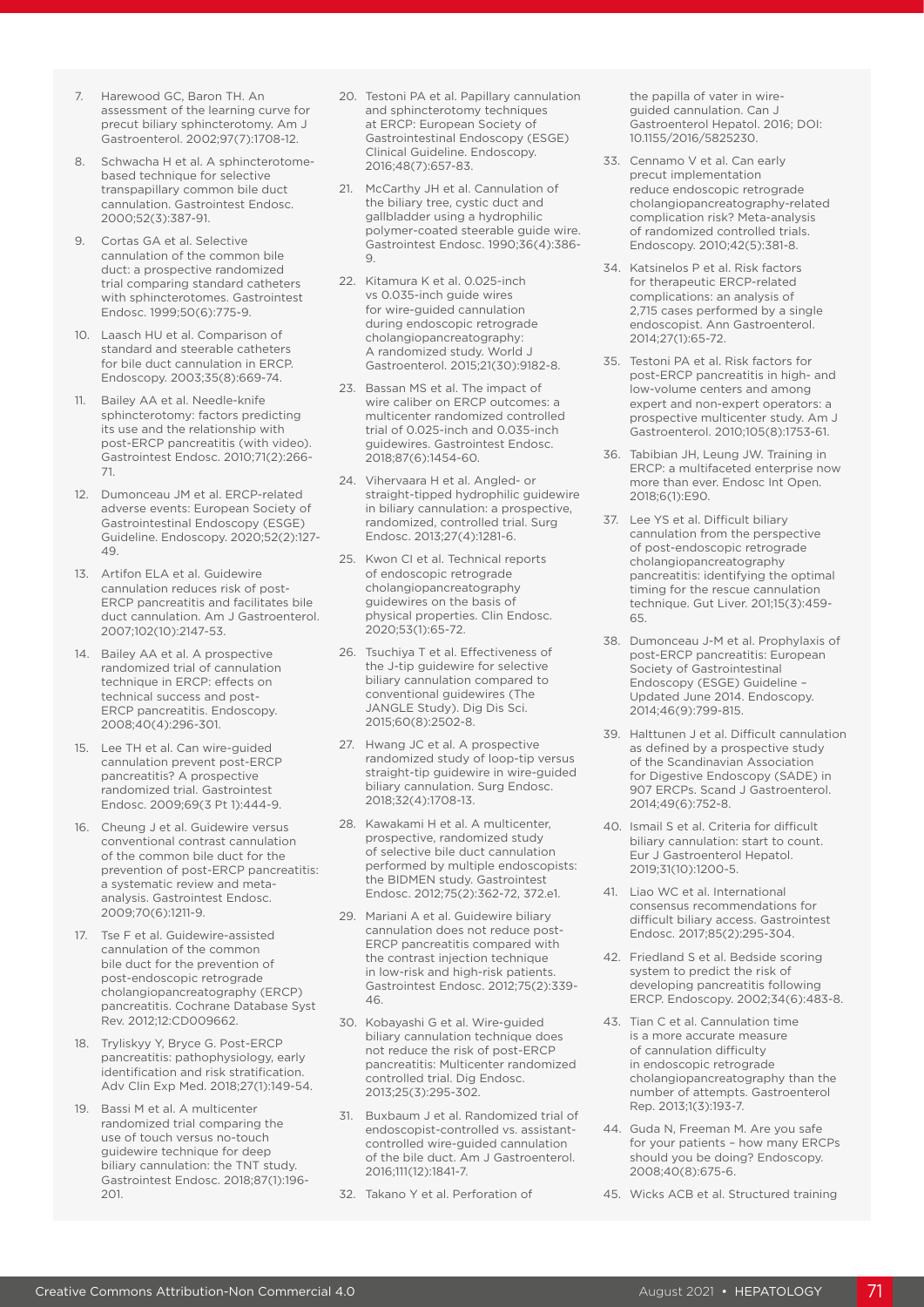7. Harewood GC, Baron TH. An assessment of the learning curve for precut biliary sphincterotomy. Am J Gastroenterol. 2002;97(7):1708-12.
8. Schwacha H et al. A sphincterotome-based technique for selective transpapillary common bile duct cannulation. Gastrointest Endosc. 2000;52(3):387-91.
9. Cortas GA et al. Selective cannulation of the common bile duct: a prospective randomized trial comparing standard catheters with sphincterotomes. Gastrointest Endosc. 1999;50(6):775-9.
10. Laasch HU et al. Comparison of standard and steerable catheters for bile duct cannulation in ERCP. Endoscopy. 2003;35(8):669-74.
11. Bailey AA et al. Needle-knife sphincterotomy: factors predicting its use and the relationship with post-ERCP pancreatitis (with video). Gastrointest Endosc. 2010;71(2):266-71.
12. Dumonceau JM et al. ERCP-related adverse events: European Society of Gastrointestinal Endoscopy (ESGE) Guideline. Endoscopy. 2020;52(2):127-49.
13. Artifon ELA et al. Guidewire cannulation reduces risk of post-ERCP pancreatitis and facilitates bile duct cannulation. Am J Gastroenterol. 2007;102(10):2147-53.
14. Bailey AA et al. A prospective randomized trial of cannulation technique in ERCP: effects on technical success and post-ERCP pancreatitis. Endoscopy. 2008;40(4):296-301.
15. Lee TH et al. Can wire-guided cannulation prevent post-ERCP pancreatitis? A prospective randomized trial. Gastrointest Endosc. 2009;69(3 Pt 1):444-9.
16. Cheung J et al. Guidewire versus conventional contrast cannulation of the common bile duct for the prevention of post-ERCP pancreatitis: a systematic review and meta-analysis. Gastrointest Endosc. 2009;70(6):1211-9.
17. Tse F et al. Guidewire-assisted cannulation of the common bile duct for the prevention of post-endoscopic retrograde cholangiopancreatography (ERCP) pancreatitis. Cochrane Database Syst Rev. 2012;12:CD009662.
18. Tryliskyy Y, Bryce G. Post-ERCP pancreatitis: pathophysiology, early identification and risk stratification. Adv Clin Exp Med. 2018;27(1):149-54.
19. Bassi M et al. A multicenter randomized trial comparing the use of touch versus no-touch guidewire technique for deep biliary cannulation: the TNT study. Gastrointest Endosc. 2018;87(1):196-201.
20. Testoni PA et al. Papillary cannulation and sphincterotomy techniques at ERCP: European Society of Gastrointestinal Endoscopy (ESGE) Clinical Guideline. Endoscopy. 2016;48(7):657-83.
21. McCarthy JH et al. Cannulation of the biliary tree, cystic duct and gallbladder using a hydrophilic polymer-coated steerable guide wire. Gastrointest Endosc. 1990;36(4):386-9.
22. Kitamura K et al. 0.025-inch vs 0.035-inch guide wires for wire-guided cannulation during endoscopic retrograde cholangiopancreatography: A randomized study. World J Gastroenterol. 2015;21(30):9182-8.
23. Bassan MS et al. The impact of wire caliber on ERCP outcomes: a multicenter randomized controlled trial of 0.025-inch and 0.035-inch guidewires. Gastrointest Endosc. 2018;87(6):1454-60.
24. Vihervaara H et al. Angled- or straight-tipped hydrophilic guidewire in biliary cannulation: a prospective, randomized, controlled trial. Surg Endosc. 2013;27(4):1281-6.
25. Kwon CI et al. Technical reports of endoscopic retrograde cholangiopancreatography guidewires on the basis of physical properties. Clin Endosc. 2020;53(1):65-72.
26. Tsuchiya T et al. Effectiveness of the J-tip guidewire for selective biliary cannulation compared to conventional guidewires (The JANGLE Study). Dig Dis Sci. 2015;60(8):2502-8.
27. Hwang JC et al. A prospective randomized study of loop-tip versus straight-tip guidewire in wire-guided biliary cannulation. Surg Endosc. 2018;32(4):1708-13.
28. Kawakami H et al. A multicenter, prospective, randomized study of selective bile duct cannulation performed by multiple endoscopists: the BIDMEN study. Gastrointest Endosc. 2012;75(2):362-72, 372.e1.
29. Mariani A et al. Guidewire biliary cannulation does not reduce post-ERCP pancreatitis compared with the contrast injection technique in low-risk and high-risk patients. Gastrointest Endosc. 2012;75(2):339-46.
30. Kobayashi G et al. Wire-guided biliary cannulation technique does not reduce the risk of post-ERCP pancreatitis: Multicenter randomized controlled trial. Dig Endosc. 2013;25(3):295-302.
31. Buxbaum J et al. Randomized trial of endoscopist-controlled vs. assistant-controlled wire-guided cannulation of the bile duct. Am J Gastroenterol. 2016;111(12):1841-7.
32. Takano Y et al. Perforation of the papilla of vater in wire-guided cannulation. Can J Gastroenterol Hepatol. 2016; DOI: 10.1155/2016/5825230.
33. Cennamo V et al. Can early precut implementation reduce endoscopic retrograde cholangiopancreatography-related complication risk? Meta-analysis of randomized controlled trials. Endoscopy. 2010;42(5):381-8.
34. Katsinelos P et al. Risk factors for therapeutic ERCP-related complications: an analysis of 2,715 cases performed by a single endoscopist. Ann Gastroenterol. 2014;27(1):65-72.
35. Testoni PA et al. Risk factors for post-ERCP pancreatitis in high- and low-volume centers and among expert and non-expert operators: a prospective multicenter study. Am J Gastroenterol. 2010;105(8):1753-61.
36. Tabibian JH, Leung JW. Training in ERCP: a multifaceted enterprise now more than ever. Endosc Int Open. 2018;6(1):E90.
37. Lee YS et al. Difficult biliary cannulation from the perspective of post-endoscopic retrograde cholangiopancreatography pancreatitis: identifying the optimal timing for the rescue cannulation technique. Gut Liver. 201;15(3):459-65.
38. Dumonceau J-M et al. Prophylaxis of post-ERCP pancreatitis: European Society of Gastrointestinal Endoscopy (ESGE) Guideline – Updated June 2014. Endoscopy. 2014;46(9):799-815.
39. Halttunen J et al. Difficult cannulation as defined by a prospective study of the Scandinavian Association for Digestive Endoscopy (SADE) in 907 ERCPs. Scand J Gastroenterol. 2014;49(6):752-8.
40. Ismail S et al. Criteria for difficult biliary cannulation: start to count. Eur J Gastroenterol Hepatol. 2019;31(10):1200-5.
41. Liao WC et al. International consensus recommendations for difficult biliary access. Gastrointest Endosc. 2017;85(2):295-304.
42. Friedland S et al. Bedside scoring system to predict the risk of developing pancreatitis following ERCP. Endoscopy. 2002;34(6):483-8.
43. Tian C et al. Cannulation time is a more accurate measure of cannulation difficulty in endoscopic retrograde cholangiopancreatography than the number of attempts. Gastroenterol Rep. 2013;1(3):193-7.
44. Guda N, Freeman M. Are you safe for your patients – how many ERCPs should you be doing? Endoscopy. 2008;40(8):675-6.
45. Wicks ACB et al. Structured training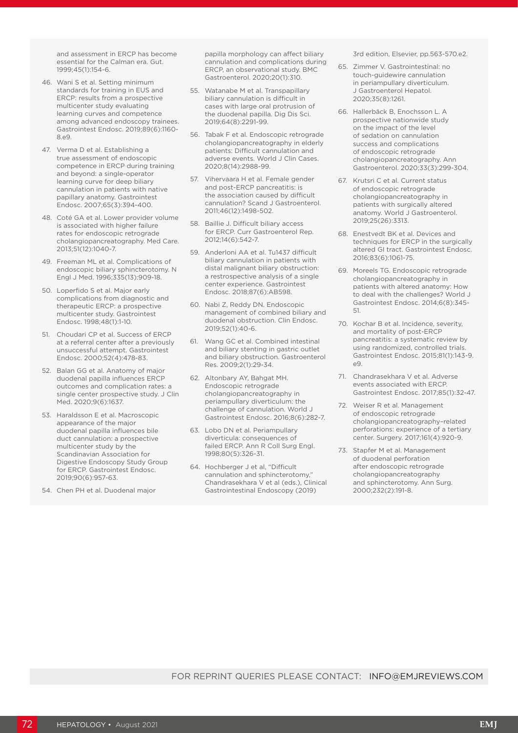and assessment in ERCP has become essential for the Calman era. Gut. 1999;45(1):154-6.

46. Wani S et al. Setting minimum standards for training in EUS and ERCP: results from a prospective multicenter study evaluating learning curves and competence among advanced endoscopy trainees. Gastrointest Endosc. 2019;89(6):1160-8.e9.
47. Verma D et al. Establishing a true assessment of endoscopic competence in ERCP during training and beyond: a single-operator learning curve for deep biliary cannulation in patients with native papillary anatomy. Gastrointest Endosc. 2007;65(3):394-400.
48. Coté GA et al. Lower provider volume is associated with higher failure rates for endoscopic retrograde cholangiopancreatography. Med Care. 2013;51(12):1040-7.
49. Freeman ML et al. Complications of endoscopic biliary sphincterotomy. N Engl J Med. 1996;335(13):909-18.
50. Loperfido S et al. Major early complications from diagnostic and therapeutic ERCP: a prospective multicenter study. Gastrointest Endosc. 1998;48(1):1-10.
51. Choudari CP et al. Success of ERCP at a referral center after a previously unsuccessful attempt. Gastrointest Endosc. 2000;52(4):478-83.
52. Balan GG et al. Anatomy of major duodenal papilla influences ERCP outcomes and complication rates: a single center prospective study. J Clin Med. 2020;9(6):1637.
53. Haraldsson E et al. Macroscopic appearance of the major duodenal papilla influences bile duct cannulation: a prospective multicenter study by the Scandinavian Association for Digestive Endoscopy Study Group for ERCP. Gastrointest Endosc. 2019;90(6):957-63.
54. Chen PH et al. Duodenal major papilla morphology can affect biliary cannulation and complications during ERCP, an observational study. BMC Gastroenterol. 2020;20(1):310.
55. Watanabe M et al. Transpapillary biliary cannulation is difficult in cases with large oral protrusion of the duodenal papilla. Dig Dis Sci. 2019;64(8):2291-99.
56. Tabak F et al. Endoscopic retrograde cholangiopancreatography in elderly patients: Difficult cannulation and adverse events. World J Clin Cases. 2020;8(14):2988-99.
57. Vihervaara H et al. Female gender and post-ERCP pancreatitis: is the association caused by difficult cannulation? Scand J Gastroenterol. 2011;46(12):1498-502.
58. Baillie J. Difficult biliary access for ERCP. Curr Gastroenterol Rep. 2012;14(6):542-7.
59. Anderloni AA et al. Tu1437 difficult biliary cannulation in patients with distal malignant biliary obstruction: a restrospective analysis of a single center experience. Gastrointest Endosc. 2018;87(6):AB598.
60. Nabi Z, Reddy DN. Endoscopic management of combined biliary and duodenal obstruction. Clin Endosc. 2019;52(1):40-6.
61. Wang GC et al. Combined intestinal and biliary stenting in gastric outlet and biliary obstruction. Gastroenterol Res. 2009;2(1):29-34.
62. Altonbary AY, Bahgat MH. Endoscopic retrograde cholangiopancreatography in periampullary diverticulum: the challenge of cannulation. World J Gastrointest Endosc. 2016;8(6):282-7.
63. Lobo DN et al. Periampullary diverticula: consequences of failed ERCP. Ann R Coll Surg Engl. 1998;80(5):326-31.
64. Hochberger J et al, "Difficult cannulation and sphincterotomy," Chandrasekhara V et al (eds.), Clinical Gastrointestinal Endoscopy (2019) 3rd edition, Elsevier, pp.563-570.e2.
65. Zimmer V. Gastrointestinal: no touch-guidewire cannulation in periampullary diverticulum. J Gastroenterol Hepatol. 2020;35(8):1261.
66. Hallerbäck B, Enochsson L. A prospective nationwide study on the impact of the level of sedation on cannulation success and complications of endoscopic retrograde cholangiopancreatography. Ann Gastroenterol. 2020;33(3):299-304.
67. Krutsri C et al. Current status of endoscopic retrograde cholangiopancreatography in patients with surgically altered anatomy. World J Gastroenterol. 2019;25(26):3313.
68. Enestvedt BK et al. Devices and techniques for ERCP in the surgically altered GI tract. Gastrointest Endosc. 2016;83(6):1061-75.
69. Moreels TG. Endoscopic retrograde cholangiopancreatography in patients with altered anatomy: How to deal with the challenges? World J Gastrointest Endosc. 2014;6(8):345-51.
70. Kochar B et al. Incidence, severity, and mortality of post-ERCP pancreatitis: a systematic review by using randomized, controlled trials. Gastrointest Endosc. 2015;81(1):143-9.e9.
71. Chandrasekhara V et al. Adverse events associated with ERCP. Gastrointest Endosc. 2017;85(1):32-47.
72. Weiser R et al. Management of endoscopic retrograde cholangiopancreatography–related perforations: experience of a tertiary center. Surgery. 2017;161(4):920-9.
73. Stapfer M et al. Management of duodenal perforation after endoscopic retrograde cholangiopancreatography and sphincterotomy. Ann Surg. 2000;232(2):191-8.

FOR REPRINT QUERIES PLEASE CONTACT: INFO@EMJREVIEWS.COM